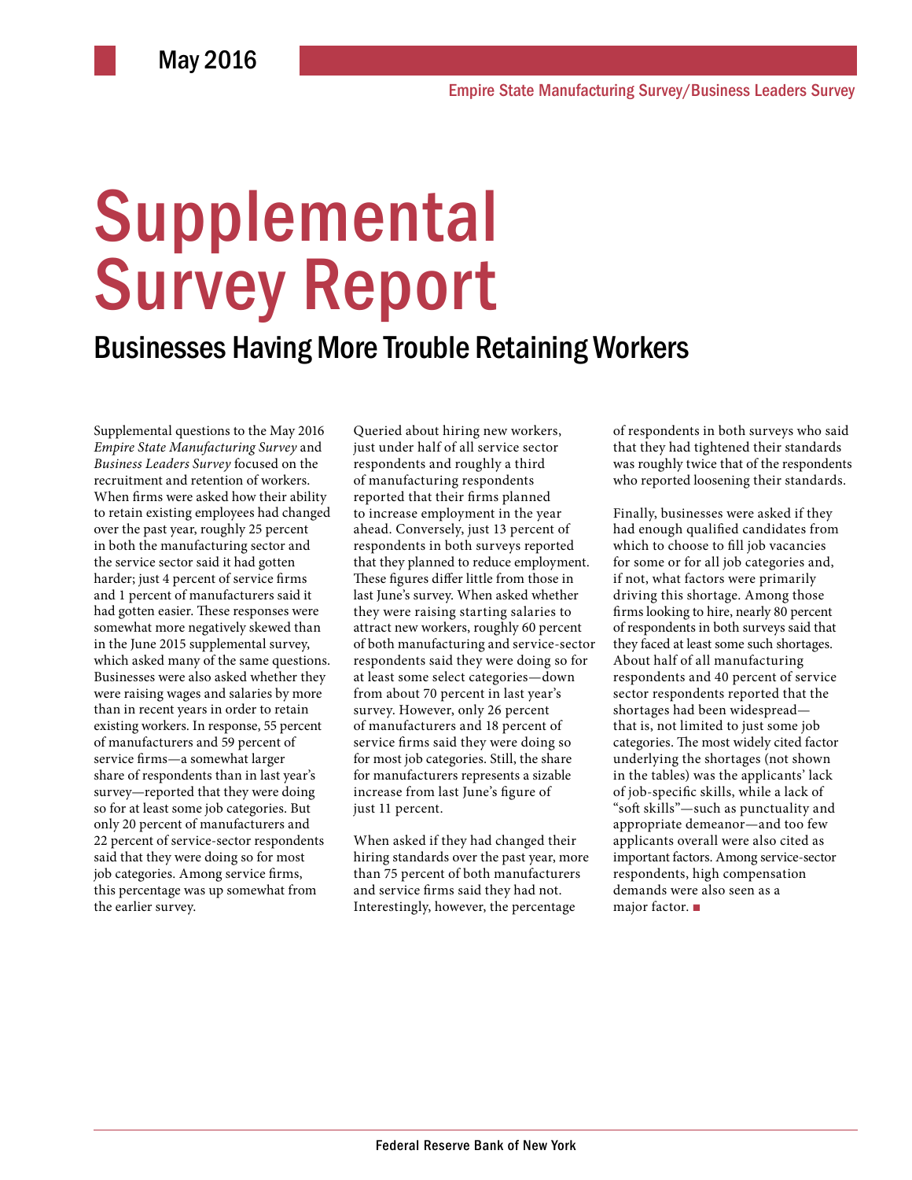May 2016

Empire State Manufacturing Survey/Business Leaders Survey

# Supplemental Survey Report

## Businesses Having More Trouble Retaining Workers

Supplemental questions to the May 2016 *Empire State Manufacturing Survey* and *Business Leaders Survey* focused on the recruitment and retention of workers. When firms were asked how their ability to retain existing employees had changed over the past year, roughly 25 percent in both the manufacturing sector and the service sector said it had gotten harder; just 4 percent of service firms and 1 percent of manufacturers said it had gotten easier. These responses were somewhat more negatively skewed than in the June 2015 supplemental survey, which asked many of the same questions. Businesses were also asked whether they were raising wages and salaries by more than in recent years in order to retain existing workers. In response, 55 percent of manufacturers and 59 percent of service firms—a somewhat larger share of respondents than in last year's survey—reported that they were doing so for at least some job categories. But only 20 percent of manufacturers and 22 percent of service-sector respondents said that they were doing so for most job categories. Among service firms, this percentage was up somewhat from the earlier survey.

Queried about hiring new workers, just under half of all service sector respondents and roughly a third of manufacturing respondents reported that their firms planned to increase employment in the year ahead. Conversely, just 13 percent of respondents in both surveys reported that they planned to reduce employment. These figures differ little from those in last June's survey. When asked whether they were raising starting salaries to attract new workers, roughly 60 percent of both manufacturing and service-sector respondents said they were doing so for at least some select categories—down from about 70 percent in last year's survey. However, only 26 percent of manufacturers and 18 percent of service firms said they were doing so for most job categories. Still, the share for manufacturers represents a sizable increase from last June's figure of just 11 percent.

When asked if they had changed their hiring standards over the past year, more than 75 percent of both manufacturers and service firms said they had not. Interestingly, however, the percentage of respondents in both surveys who said that they had tightened their standards was roughly twice that of the respondents who reported loosening their standards.

Finally, businesses were asked if they had enough qualified candidates from which to choose to fill job vacancies for some or for all job categories and, if not, what factors were primarily driving this shortage. Among those firms looking to hire, nearly 80 percent of respondents in both surveys said that they faced at least some such shortages. About half of all manufacturing respondents and 40 percent of service sector respondents reported that the shortages had been widespread—that is, not limited to just some job categories. The most widely cited factor underlying the shortages (not shown in the tables) was the applicants' lack of job-specific skills, while a lack of "soft skills"—such as punctuality and appropriate demeanor—and too few applicants overall were also cited as important factors. Among service-sector respondents, high compensation demands were also seen as a major factor. ■

Federal Reserve Bank of New York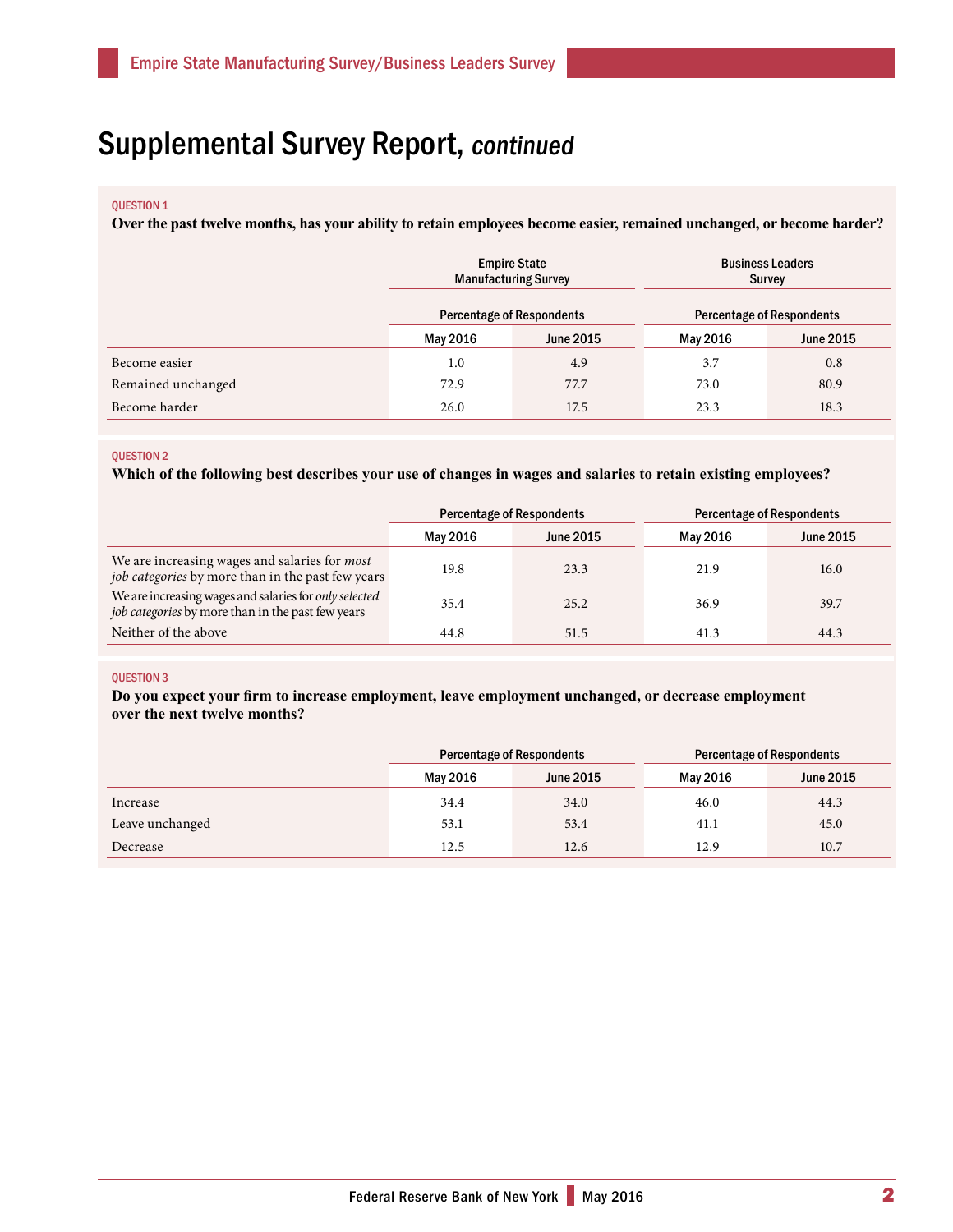# Supplemental Survey Report, *continued*

QUESTION 1

**Over the past twelve months, has your ability to retain employees become easier, remained unchanged, or become harder?**

| | Empire State Manufacturing Survey | | Business Leaders Survey | |
|---|---|---|---|---|
| | Percentage of Respondents | | Percentage of Respondents | |
| | May 2016 | June 2015 | May 2016 | June 2015 |
| Become easier | 1.0 | 4.9 | 3.7 | 0.8 |
| Remained unchanged | 72.9 | 77.7 | 73.0 | 80.9 |
| Become harder | 26.0 | 17.5 | 23.3 | 18.3 |

QUESTION 2

**Which of the following best describes your use of changes in wages and salaries to retain existing employees?**

| | Percentage of Respondents | | Percentage of Respondents | |
|---|---|---|---|---|
| | May 2016 | June 2015 | May 2016 | June 2015 |
| We are increasing wages and salaries for *most job categories* by more than in the past few years | 19.8 | 23.3 | 21.9 | 16.0 |
| We are increasing wages and salaries for *only selected job categories* by more than in the past few years | 35.4 | 25.2 | 36.9 | 39.7 |
| Neither of the above | 44.8 | 51.5 | 41.3 | 44.3 |

QUESTION 3

**Do you expect your firm to increase employment, leave employment unchanged, or decrease employment over the next twelve months?**

| | Percentage of Respondents | | Percentage of Respondents | |
|---|---|---|---|---|
| | May 2016 | June 2015 | May 2016 | June 2015 |
| Increase | 34.4 | 34.0 | 46.0 | 44.3 |
| Leave unchanged | 53.1 | 53.4 | 41.1 | 45.0 |
| Decrease | 12.5 | 12.6 | 12.9 | 10.7 |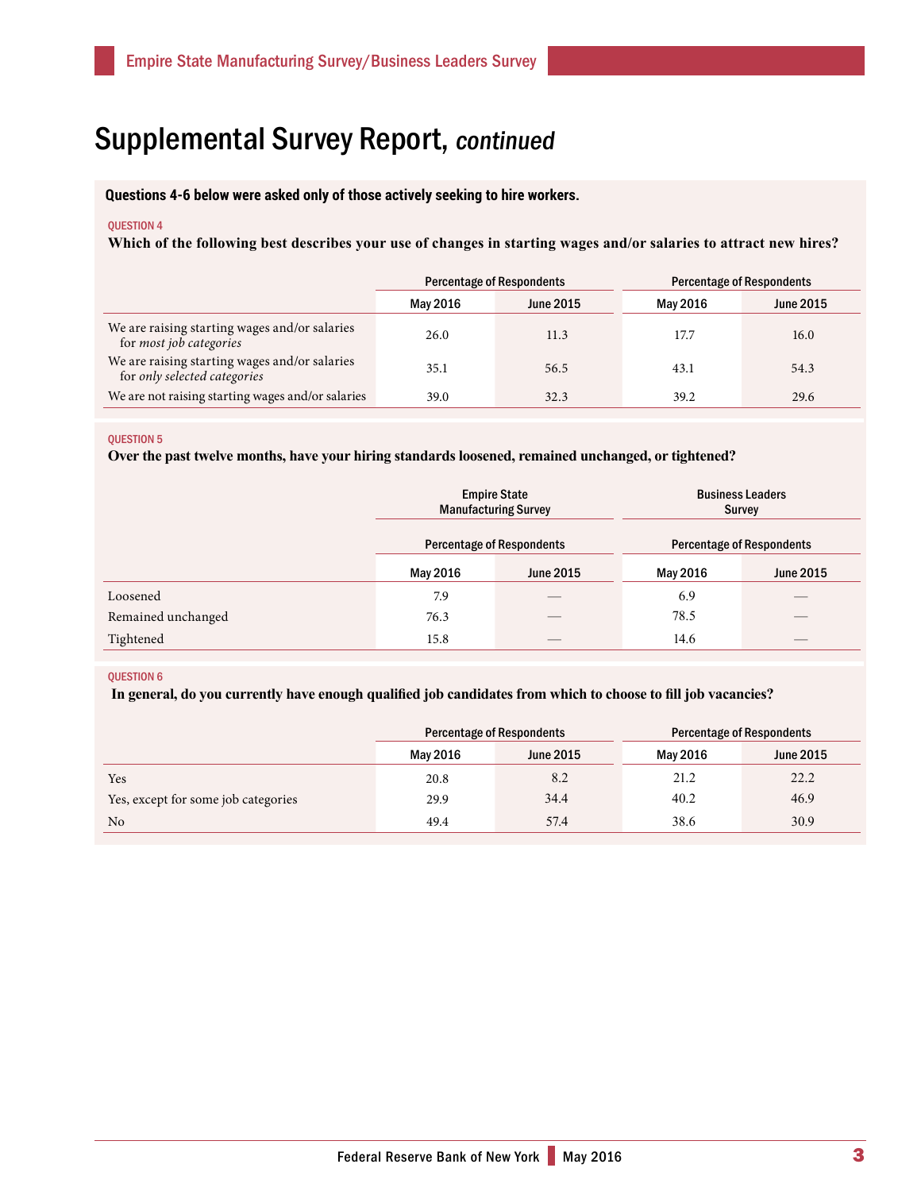# Supplemental Survey Report, *continued*

**Questions 4-6 below were asked only of those actively seeking to hire workers.**

QUESTION 4

**Which of the following best describes your use of changes in starting wages and/or salaries to attract new hires?**

| | Percentage of Respondents | | Percentage of Respondents | |
|---|---|---|---|---|
| | May 2016 | June 2015 | May 2016 | June 2015 |
| We are raising starting wages and/or salaries for *most job categories* | 26.0 | 11.3 | 17.7 | 16.0 |
| We are raising starting wages and/or salaries for *only selected categories* | 35.1 | 56.5 | 43.1 | 54.3 |
| We are not raising starting wages and/or salaries | 39.0 | 32.3 | 39.2 | 29.6 |

QUESTION 5

**Over the past twelve months, have your hiring standards loosened, remained unchanged, or tightened?**

| | Empire State Manufacturing Survey | | Business Leaders Survey | |
|---|---|---|---|---|
| | Percentage of Respondents | | Percentage of Respondents | |
| | May 2016 | June 2015 | May 2016 | June 2015 |
| Loosened | 7.9 | — | 6.9 | — |
| Remained unchanged | 76.3 | — | 78.5 | — |
| Tightened | 15.8 | — | 14.6 | — |

QUESTION 6

**In general, do you currently have enough qualified job candidates from which to choose to fill job vacancies?**

| | Percentage of Respondents | | Percentage of Respondents | |
|---|---|---|---|---|
| | May 2016 | June 2015 | May 2016 | June 2015 |
| Yes | 20.8 | 8.2 | 21.2 | 22.2 |
| Yes, except for some job categories | 29.9 | 34.4 | 40.2 | 46.9 |
| No | 49.4 | 57.4 | 38.6 | 30.9 |